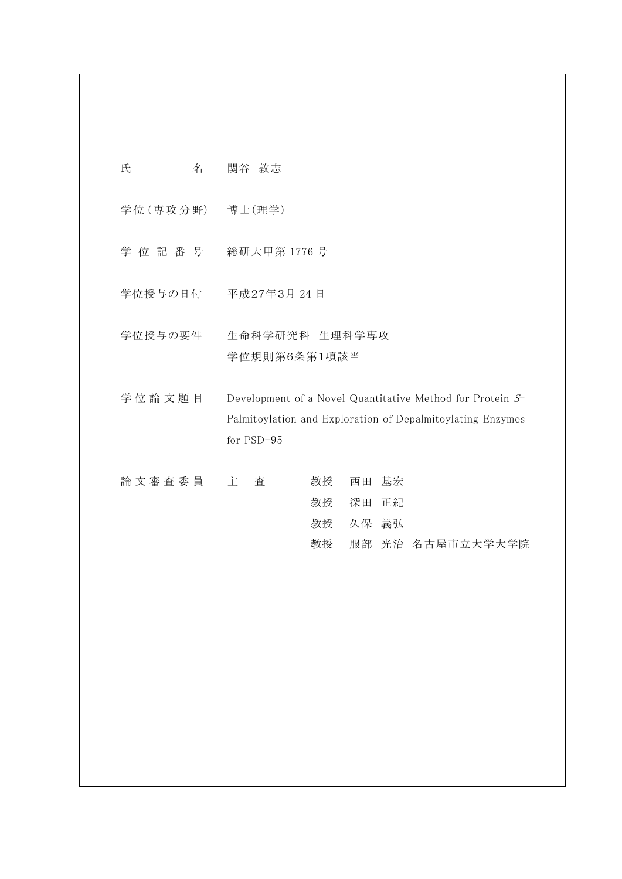| | |
|---|---|
| 氏　　　名 | 関谷 敦志 |
| 学位(専攻分野) | 博士(理学) |
| 学位記番号 | 総研大甲第 1776 号 |
| 学位授与の日付 | 平成27年3月 24 日 |
| 学位授与の要件 | 生命科学研究科　生理科学専攻<br>学位規則第6条第1項該当 |
| 学位論文題目 | Development of a Novel Quantitative Method for Protein *S*-Palmitoylation and Exploration of Depalmitoylating Enzymes for PSD-95 |
| 論文審査委員 | 主　査　　教授　西田 基宏<br>教授　深田 正紀<br>教授　久保 義弘<br>教授　服部 光治　名古屋市立大学大学院 |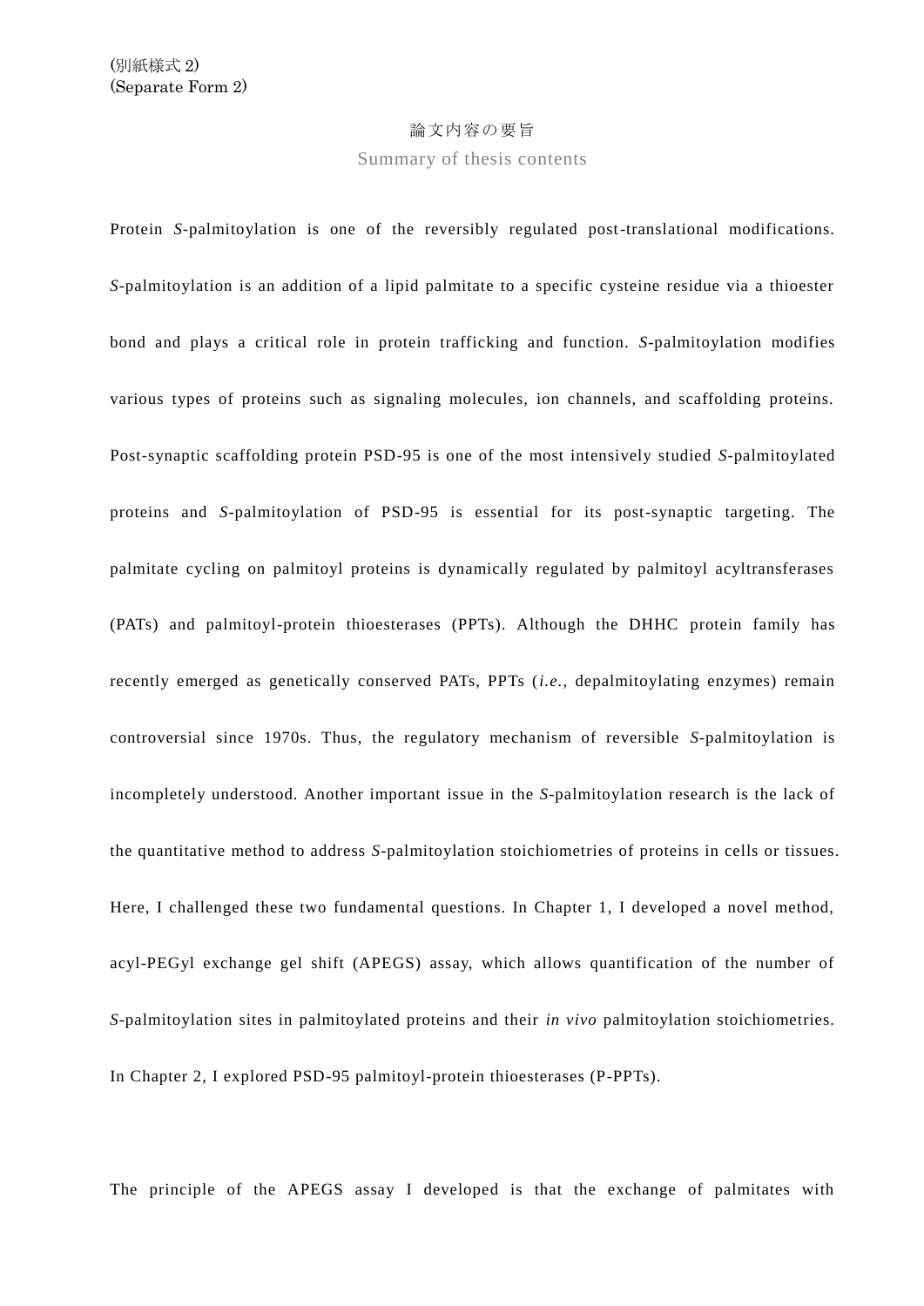(別紙様式 2)
(Separate Form 2)

# 論文内容の要旨

## Summary of thesis contents

Protein *S*-palmitoylation is one of the reversibly regulated post-translational modifications. *S*-palmitoylation is an addition of a lipid palmitate to a specific cysteine residue via a thioester bond and plays a critical role in protein trafficking and function. *S*-palmitoylation modifies various types of proteins such as signaling molecules, ion channels, and scaffolding proteins. Post-synaptic scaffolding protein PSD-95 is one of the most intensively studied *S*-palmitoylated proteins and *S*-palmitoylation of PSD-95 is essential for its post-synaptic targeting. The palmitate cycling on palmitoyl proteins is dynamically regulated by palmitoyl acyltransferases (PATs) and palmitoyl-protein thioesterases (PPTs). Although the DHHC protein family has recently emerged as genetically conserved PATs, PPTs (*i.e.*, depalmitoylating enzymes) remain controversial since 1970s. Thus, the regulatory mechanism of reversible *S*-palmitoylation is incompletely understood. Another important issue in the *S*-palmitoylation research is the lack of the quantitative method to address *S*-palmitoylation stoichiometries of proteins in cells or tissues. Here, I challenged these two fundamental questions. In Chapter 1, I developed a novel method, acyl-PEGyl exchange gel shift (APEGS) assay, which allows quantification of the number of *S*-palmitoylation sites in palmitoylated proteins and their *in vivo* palmitoylation stoichiometries. In Chapter 2, I explored PSD-95 palmitoyl-protein thioesterases (P-PPTs).

The principle of the APEGS assay I developed is that the exchange of palmitates with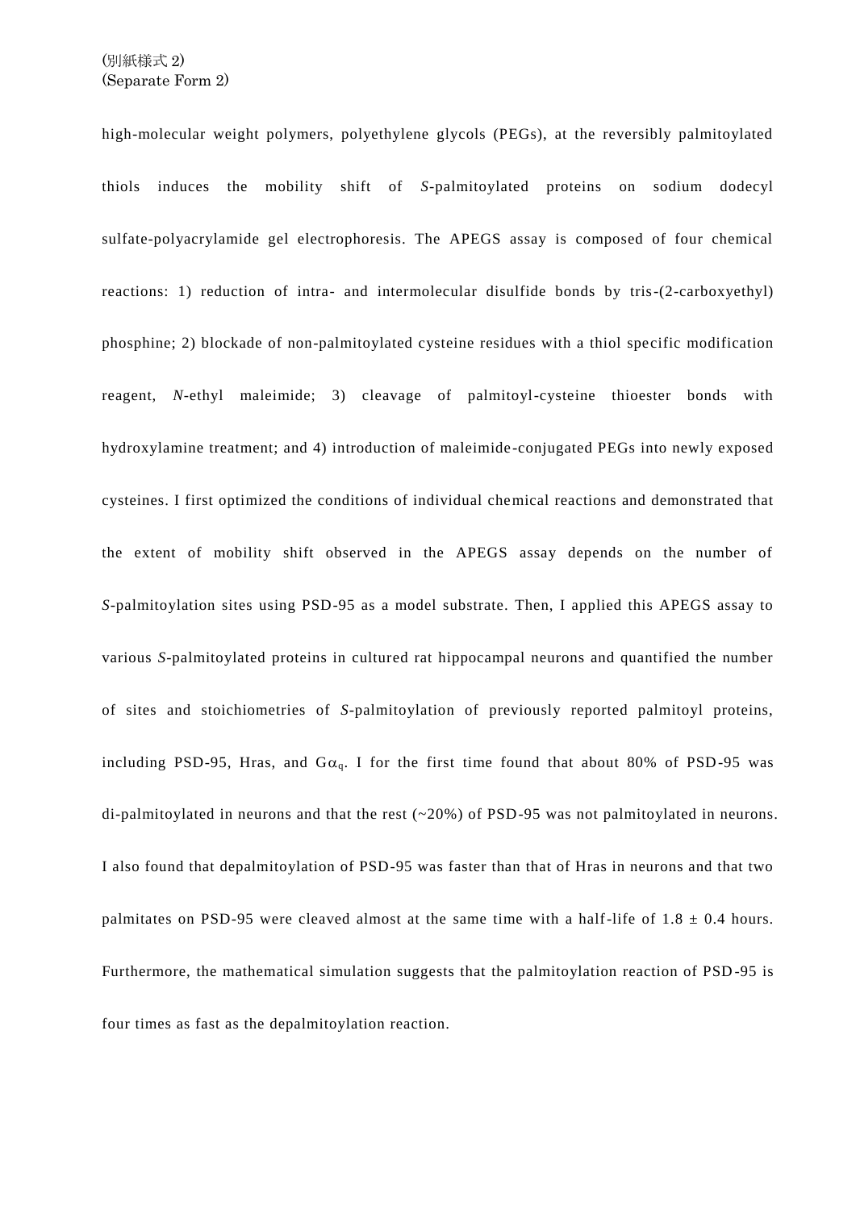high-molecular weight polymers, polyethylene glycols (PEGs), at the reversibly palmitoylated thiols induces the mobility shift of *S*-palmitoylated proteins on sodium dodecyl sulfate-polyacrylamide gel electrophoresis. The APEGS assay is composed of four chemical reactions: 1) reduction of intra- and intermolecular disulfide bonds by tris-(2-carboxyethyl) phosphine; 2) blockade of non-palmitoylated cysteine residues with a thiol specific modification reagent, *N*-ethyl maleimide; 3) cleavage of palmitoyl-cysteine thioester bonds with hydroxylamine treatment; and 4) introduction of maleimide-conjugated PEGs into newly exposed cysteines. I first optimized the conditions of individual chemical reactions and demonstrated that the extent of mobility shift observed in the APEGS assay depends on the number of *S*-palmitoylation sites using PSD-95 as a model substrate. Then, I applied this APEGS assay to various *S*-palmitoylated proteins in cultured rat hippocampal neurons and quantified the number of sites and stoichiometries of *S*-palmitoylation of previously reported palmitoyl proteins, including PSD-95, Hras, and $G\alpha_q$. I for the first time found that about 80% of PSD-95 was di-palmitoylated in neurons and that the rest (~20%) of PSD-95 was not palmitoylated in neurons. I also found that depalmitoylation of PSD-95 was faster than that of Hras in neurons and that two palmitates on PSD-95 were cleaved almost at the same time with a half-life of $1.8 \pm 0.4$ hours. Furthermore, the mathematical simulation suggests that the palmitoylation reaction of PSD-95 is four times as fast as the depalmitoylation reaction.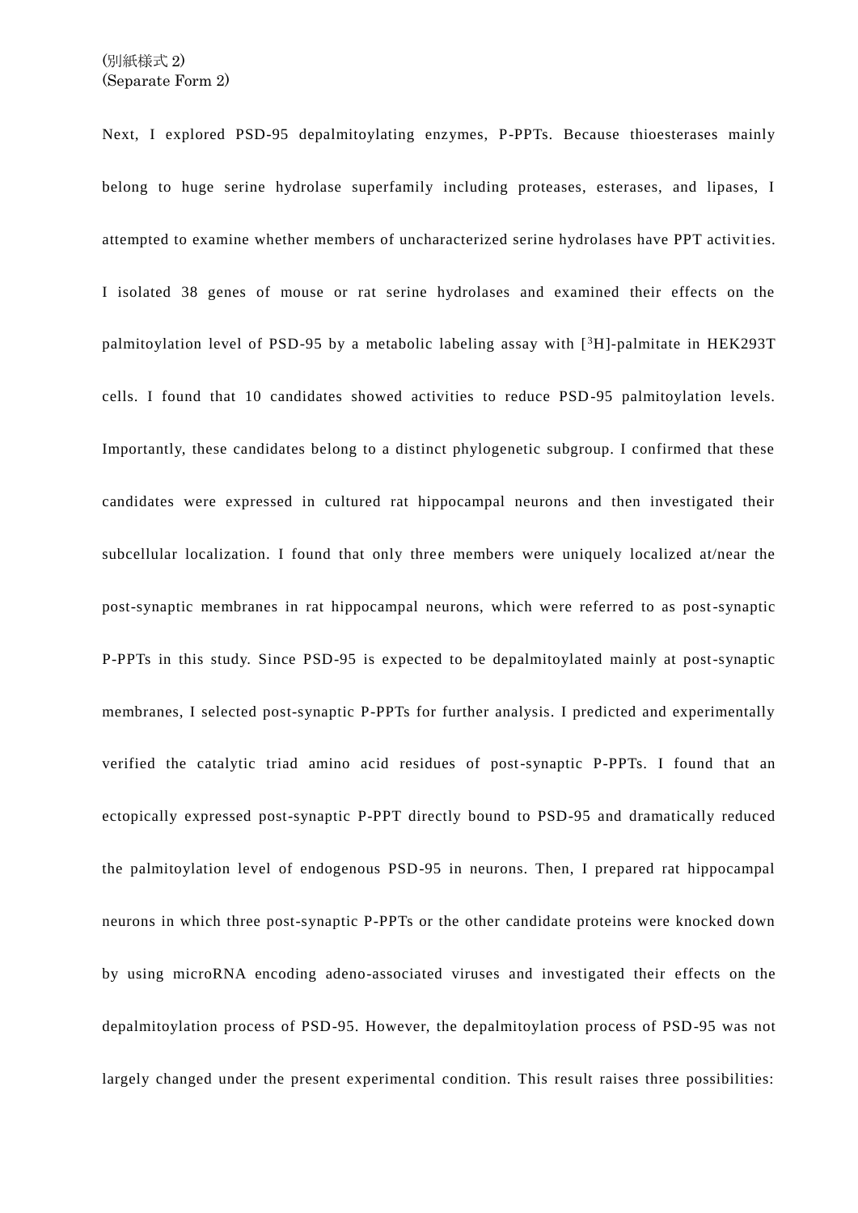(別紙様式 2)
(Separate Form 2)

Next, I explored PSD-95 depalmitoylating enzymes, P-PPTs. Because thioesterases mainly belong to huge serine hydrolase superfamily including proteases, esterases, and lipases, I attempted to examine whether members of uncharacterized serine hydrolases have PPT activities. I isolated 38 genes of mouse or rat serine hydrolases and examined their effects on the palmitoylation level of PSD-95 by a metabolic labeling assay with [$^3$H]-palmitate in HEK293T cells. I found that 10 candidates showed activities to reduce PSD-95 palmitoylation levels. Importantly, these candidates belong to a distinct phylogenetic subgroup. I confirmed that these candidates were expressed in cultured rat hippocampal neurons and then investigated their subcellular localization. I found that only three members were uniquely localized at/near the post-synaptic membranes in rat hippocampal neurons, which were referred to as post-synaptic P-PPTs in this study. Since PSD-95 is expected to be depalmitoylated mainly at post-synaptic membranes, I selected post-synaptic P-PPTs for further analysis. I predicted and experimentally verified the catalytic triad amino acid residues of post-synaptic P-PPTs. I found that an ectopically expressed post-synaptic P-PPT directly bound to PSD-95 and dramatically reduced the palmitoylation level of endogenous PSD-95 in neurons. Then, I prepared rat hippocampal neurons in which three post-synaptic P-PPTs or the other candidate proteins were knocked down by using microRNA encoding adeno-associated viruses and investigated their effects on the depalmitoylation process of PSD-95. However, the depalmitoylation process of PSD-95 was not largely changed under the present experimental condition. This result raises three possibilities: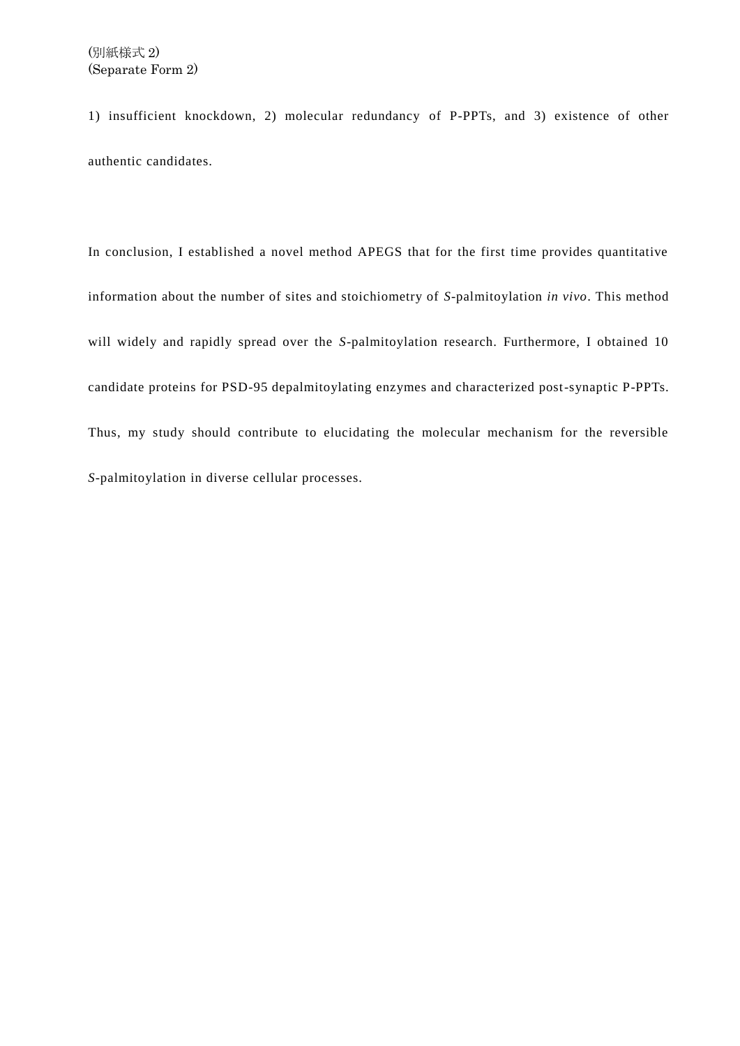(別紙様式 2)
(Separate Form 2)

1) insufficient knockdown, 2) molecular redundancy of P-PPTs, and 3) existence of other authentic candidates.

In conclusion, I established a novel method APEGS that for the first time provides quantitative information about the number of sites and stoichiometry of *S*-palmitoylation *in vivo*. This method will widely and rapidly spread over the *S*-palmitoylation research. Furthermore, I obtained 10 candidate proteins for PSD-95 depalmitoylating enzymes and characterized post-synaptic P-PPTs. Thus, my study should contribute to elucidating the molecular mechanism for the reversible *S*-palmitoylation in diverse cellular processes.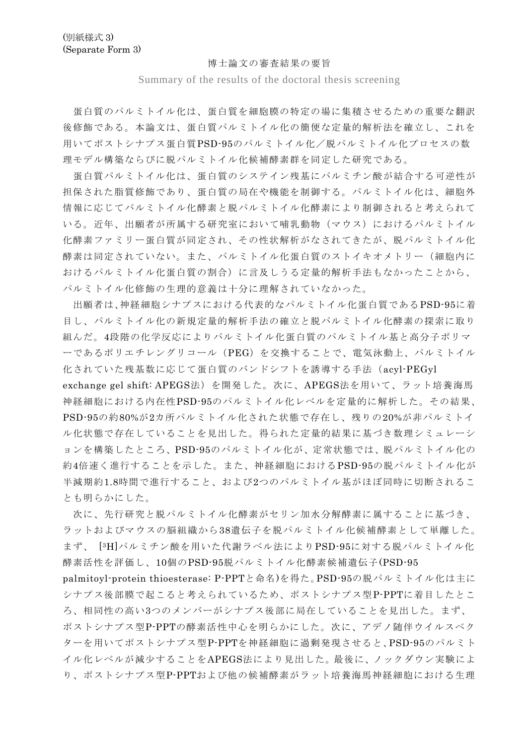(別紙様式 3)
(Separate Form 3)

# 博士論文の審査結果の要旨

Summary of the results of the doctoral thesis screening

蛋白質のパルミトイル化は、蛋白質を細胞膜の特定の場に集積させるための重要な翻訳後修飾である。本論文は、蛋白質パルミトイル化の簡便な定量的解析法を確立し、これを用いてポストシナプス蛋白質PSD-95のパルミトイル化／脱パルミトイル化プロセスの数理モデル構築ならびに脱パルミトイル化候補酵素群を同定した研究である。

蛋白質パルミトイル化は、蛋白質のシステイン残基にパルミチン酸が結合する可逆性が担保された脂質修飾であり、蛋白質の局在や機能を制御する。パルミトイル化は、細胞外情報に応じてパルミトイル化酵素と脱パルミトイル化酵素により制御されると考えられている。近年、出願者が所属する研究室において哺乳動物（マウス）におけるパルミトイル化酵素ファミリー蛋白質が同定され、その性状解析がなされてきたが、脱パルミトイル化酵素は同定されていない。また、パルミトイル化蛋白質のストイキオメトリー（細胞内におけるパルミトイル化蛋白質の割合）に言及しうる定量的解析手法もなかったことから、パルミトイル化修飾の生理的意義は十分に理解されていなかった。

出願者は、神経細胞シナプスにおける代表的なパルミトイル化蛋白質であるPSD-95に着目し、パルミトイル化の新規定量的解析手法の確立と脱パルミトイル化酵素の探索に取り組んだ。4段階の化学反応によりパルミトイル化蛋白質のパルミトイル基と高分子ポリマーであるポリエチレングリコール（PEG）を交換することで、電気泳動上、パルミトイル化されていた残基数に応じて蛋白質のバンドシフトを誘導する手法（acyl-PEGyl exchange gel shift: APEGS法）を開発した。次に、APEGS法を用いて、ラット培養海馬神経細胞における内在性PSD-95のパルミトイル化レベルを定量的に解析した。その結果、PSD-95の約80%が2カ所パルミトイル化された状態で存在し、残りの20%が非パルミトイル化状態で存在していることを見出した。得られた定量的結果に基づき数理シミュレーションを構築したところ、PSD-95のパルミトイル化が、定常状態では、脱パルミトイル化の約4倍速く進行することを示した。また、神経細胞におけるPSD-95の脱パルミトイル化が半減期約1.8時間で進行すること、および2つのパルミトイル基がほぼ同時に切断されることも明らかにした。

次に、先行研究と脱パルミトイル化酵素がセリン加水分解酵素に属することに基づき、ラットおよびマウスの脳組織から38遺伝子を脱パルミトイル化候補酵素として単離した。まず、[$^{3}$H]パルミチン酸を用いた代謝ラベル法によりPSD-95に対する脱パルミトイル化酵素活性を評価し、10個のPSD-95脱パルミトイル化酵素候補遺伝子(PSD-95 palmitoyl-protein thioesterase: P-PPTと命名)を得た。PSD-95の脱パルミトイル化は主にシナプス後部膜で起こると考えられているため、ポストシナプス型P-PPTに着目したところ、相同性の高い3つのメンバーがシナプス後部に局在していることを見出した。まず、ポストシナプス型P-PPTの酵素活性中心を明らかにした。次に、アデノ随伴ウイルスベクターを用いてポストシナプス型P-PPTを神経細胞に過剰発現させると、PSD-95のパルミトイル化レベルが減少することをAPEGS法により見出した。最後に、ノックダウン実験により、ポストシナプス型P-PPTおよび他の候補酵素がラット培養海馬神経細胞における生理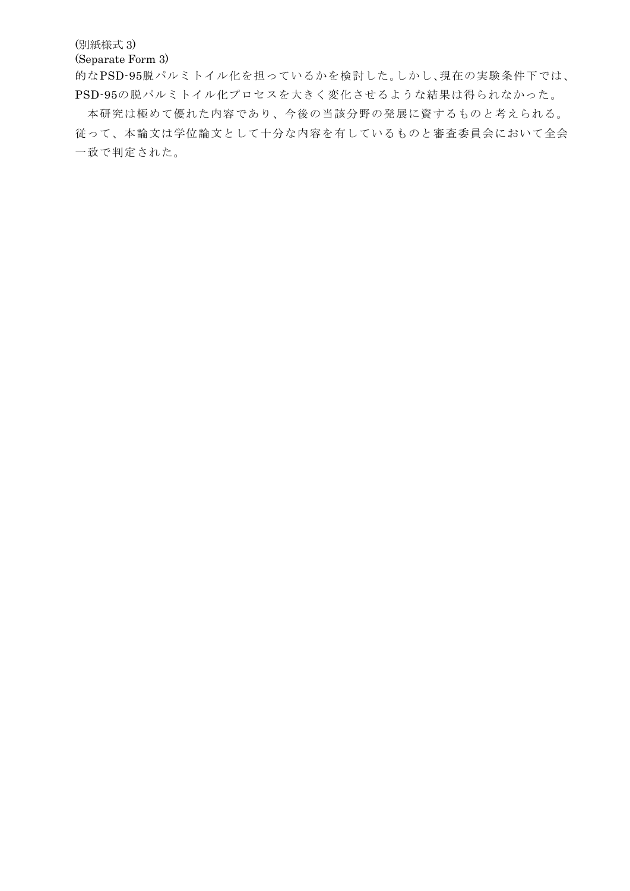(別紙様式 3)
(Separate Form 3)

的なPSD-95脱パルミトイル化を担っているかを検討した。しかし、現在の実験条件下では、PSD-95の脱パルミトイル化プロセスを大きく変化させるような結果は得られなかった。

本研究は極めて優れた内容であり、今後の当該分野の発展に資するものと考えられる。従って、本論文は学位論文として十分な内容を有しているものと審査委員会において全会一致で判定された。